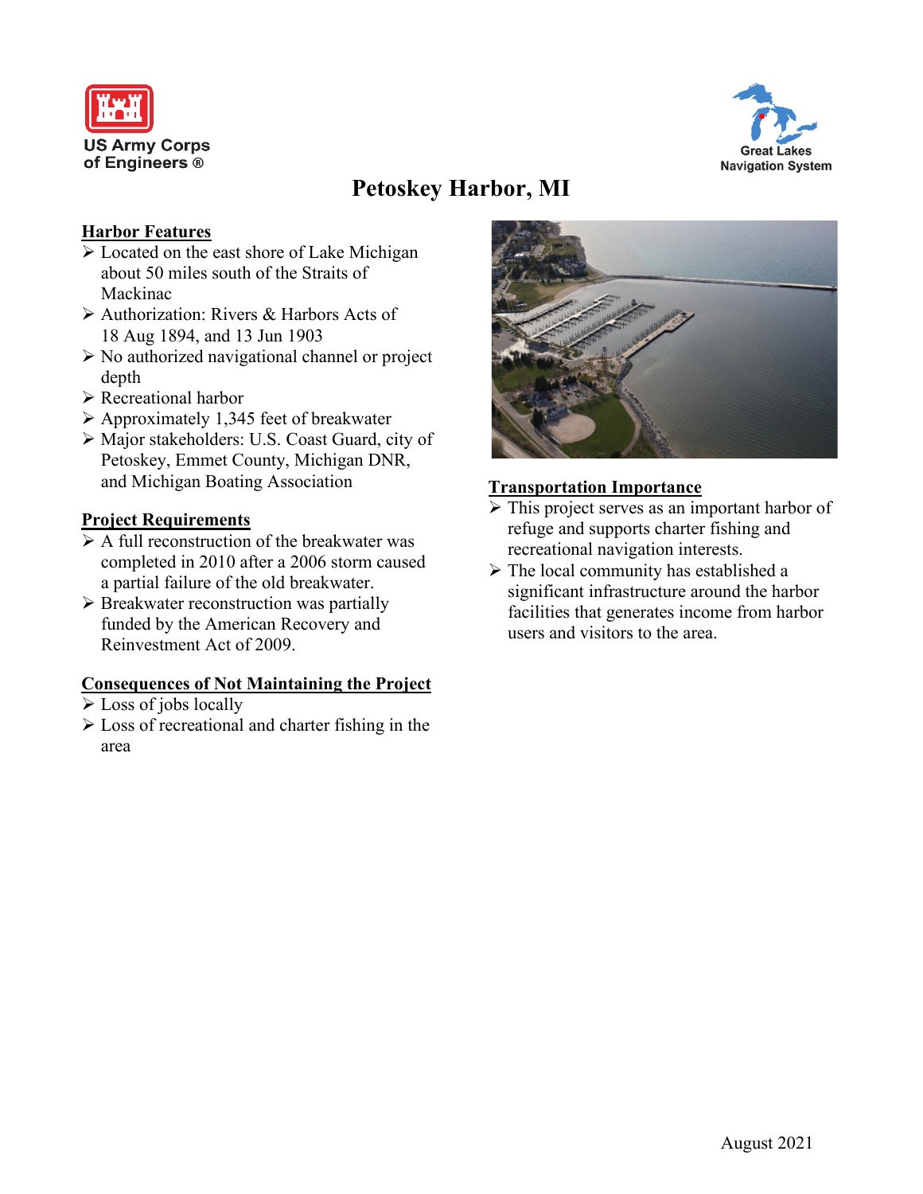US Army Corps of Engineers ®

Great Lakes Navigation System

# Petoskey Harbor, MI

## Harbor Features

- Located on the east shore of Lake Michigan about 50 miles south of the Straits of Mackinac
- Authorization: Rivers & Harbors Acts of 18 Aug 1894, and 13 Jun 1903
- No authorized navigational channel or project depth
- Recreational harbor
- Approximately 1,345 feet of breakwater
- Major stakeholders: U.S. Coast Guard, city of Petoskey, Emmet County, Michigan DNR, and Michigan Boating Association

## Project Requirements

- A full reconstruction of the breakwater was completed in 2010 after a 2006 storm caused a partial failure of the old breakwater.
- Breakwater reconstruction was partially funded by the American Recovery and Reinvestment Act of 2009.

## Consequences of Not Maintaining the Project

- Loss of jobs locally
- Loss of recreational and charter fishing in the area

## Transportation Importance

- This project serves as an important harbor of refuge and supports charter fishing and recreational navigation interests.
- The local community has established a significant infrastructure around the harbor facilities that generates income from harbor users and visitors to the area.

August 2021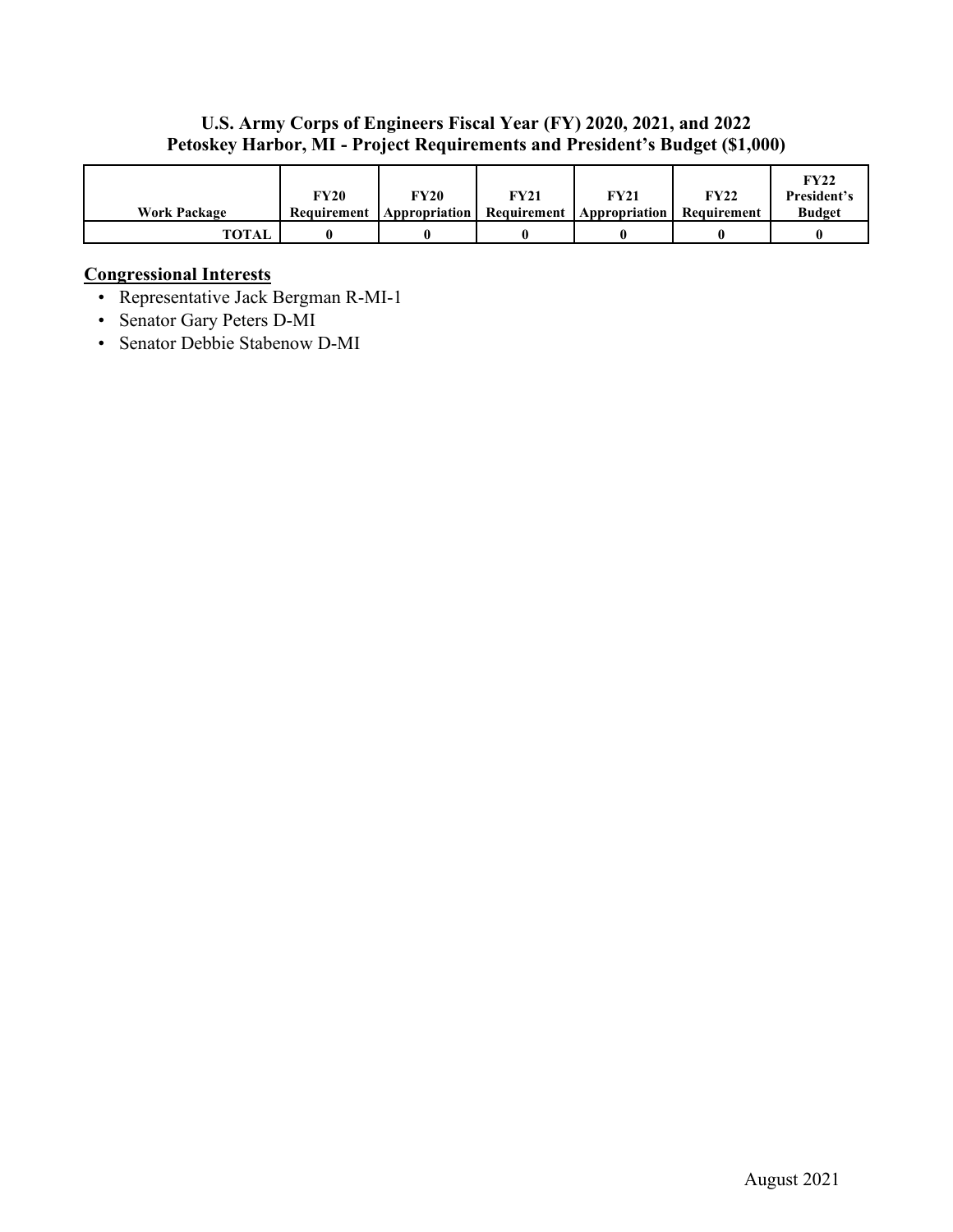**U.S. Army Corps of Engineers Fiscal Year (FY) 2020, 2021, and 2022**
**Petoskey Harbor, MI - Project Requirements and President's Budget ($1,000)**

| Work Package | FY20 Requirement | FY20 Appropriation | FY21 Requirement | FY21 Appropriation | FY22 Requirement | FY22 President's Budget |
|---|---|---|---|---|---|---|
| **TOTAL** | **0** | **0** | **0** | **0** | **0** | **0** |

## Congressional Interests

- Representative Jack Bergman R-MI-1
- Senator Gary Peters D-MI
- Senator Debbie Stabenow D-MI

August 2021